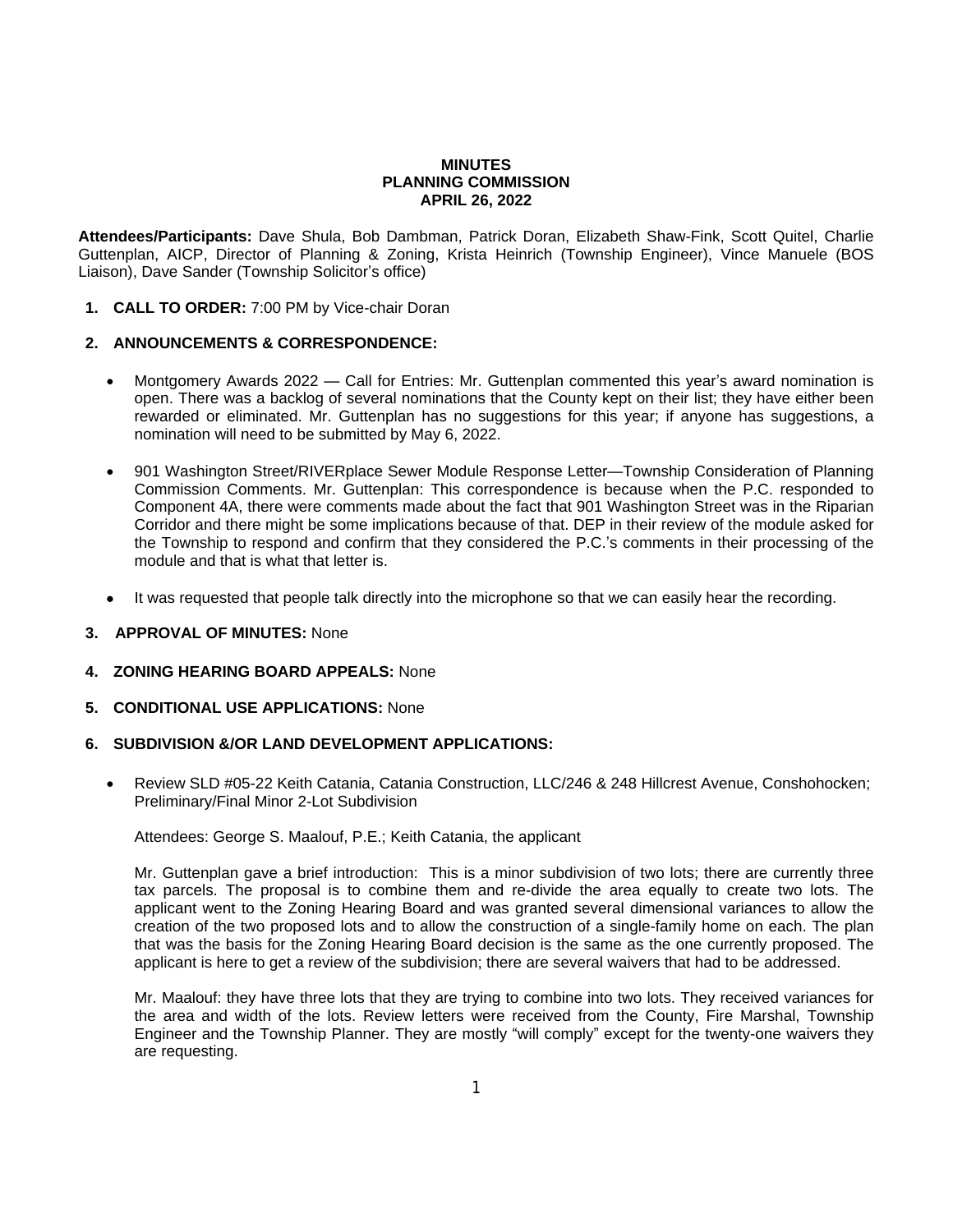**MINUTES**
**PLANNING COMMISSION**
**APRIL 26, 2022**

**Attendees/Participants:** Dave Shula, Bob Dambman, Patrick Doran, Elizabeth Shaw-Fink, Scott Quitel, Charlie Guttenplan, AICP, Director of Planning & Zoning, Krista Heinrich (Township Engineer), Vince Manuele (BOS Liaison), Dave Sander (Township Solicitor's office)

1. **CALL TO ORDER:** 7:00 PM by Vice-chair Doran

2. **ANNOUNCEMENTS & CORRESPONDENCE:**

   - Montgomery Awards 2022 — Call for Entries: Mr. Guttenplan commented this year's award nomination is open. There was a backlog of several nominations that the County kept on their list; they have either been rewarded or eliminated. Mr. Guttenplan has no suggestions for this year; if anyone has suggestions, a nomination will need to be submitted by May 6, 2022.

   - 901 Washington Street/RIVERplace Sewer Module Response Letter—Township Consideration of Planning Commission Comments. Mr. Guttenplan: This correspondence is because when the P.C. responded to Component 4A, there were comments made about the fact that 901 Washington Street was in the Riparian Corridor and there might be some implications because of that. DEP in their review of the module asked for the Township to respond and confirm that they considered the P.C.'s comments in their processing of the module and that is what that letter is.

   - It was requested that people talk directly into the microphone so that we can easily hear the recording.

3. **APPROVAL OF MINUTES:** None

4. **ZONING HEARING BOARD APPEALS:** None

5. **CONDITIONAL USE APPLICATIONS:** None

6. **SUBDIVISION &/OR LAND DEVELOPMENT APPLICATIONS:**

   - Review SLD #05-22 Keith Catania, Catania Construction, LLC/246 & 248 Hillcrest Avenue, Conshohocken; Preliminary/Final Minor 2-Lot Subdivision

     Attendees: George S. Maalouf, P.E.; Keith Catania, the applicant

     Mr. Guttenplan gave a brief introduction: This is a minor subdivision of two lots; there are currently three tax parcels. The proposal is to combine them and re-divide the area equally to create two lots. The applicant went to the Zoning Hearing Board and was granted several dimensional variances to allow the creation of the two proposed lots and to allow the construction of a single-family home on each. The plan that was the basis for the Zoning Hearing Board decision is the same as the one currently proposed. The applicant is here to get a review of the subdivision; there are several waivers that had to be addressed.

     Mr. Maalouf: they have three lots that they are trying to combine into two lots. They received variances for the area and width of the lots. Review letters were received from the County, Fire Marshal, Township Engineer and the Township Planner. They are mostly "will comply" except for the twenty-one waivers they are requesting.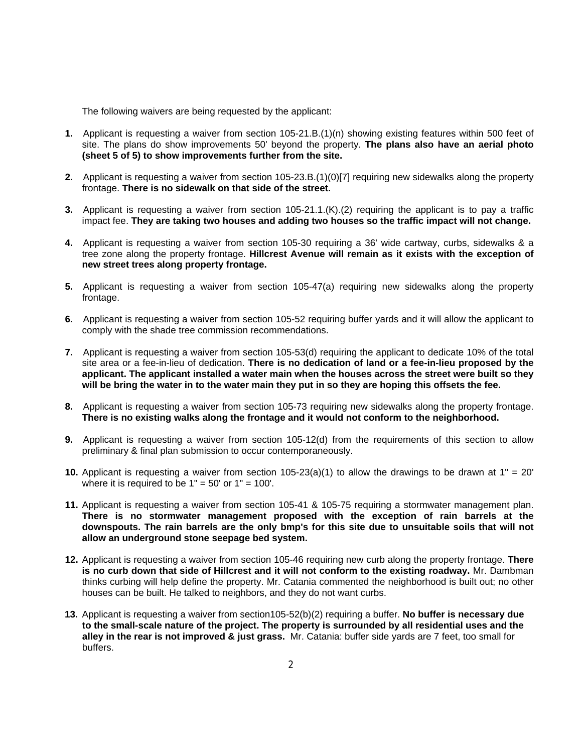The following waivers are being requested by the applicant:

1. Applicant is requesting a waiver from section 105-21.B.(1)(n) showing existing features within 500 feet of site. The plans do show improvements 50' beyond the property. **The plans also have an aerial photo (sheet 5 of 5) to show improvements further from the site.**

2. Applicant is requesting a waiver from section 105-23.B.(1)(0)[7] requiring new sidewalks along the property frontage. **There is no sidewalk on that side of the street.**

3. Applicant is requesting a waiver from section 105-21.1.(K).(2) requiring the applicant is to pay a traffic impact fee. **They are taking two houses and adding two houses so the traffic impact will not change.**

4. Applicant is requesting a waiver from section 105-30 requiring a 36' wide cartway, curbs, sidewalks & a tree zone along the property frontage. **Hillcrest Avenue will remain as it exists with the exception of new street trees along property frontage.**

5. Applicant is requesting a waiver from section 105-47(a) requiring new sidewalks along the property frontage.

6. Applicant is requesting a waiver from section 105-52 requiring buffer yards and it will allow the applicant to comply with the shade tree commission recommendations.

7. Applicant is requesting a waiver from section 105-53(d) requiring the applicant to dedicate 10% of the total site area or a fee-in-lieu of dedication. **There is no dedication of land or a fee-in-lieu proposed by the applicant. The applicant installed a water main when the houses across the street were built so they will be bring the water in to the water main they put in so they are hoping this offsets the fee.**

8. Applicant is requesting a waiver from section 105-73 requiring new sidewalks along the property frontage. **There is no existing walks along the frontage and it would not conform to the neighborhood.**

9. Applicant is requesting a waiver from section 105-12(d) from the requirements of this section to allow preliminary & final plan submission to occur contemporaneously.

10. Applicant is requesting a waiver from section 105-23(a)(1) to allow the drawings to be drawn at 1" = 20' where it is required to be 1" = 50' or 1" = 100'.

11. Applicant is requesting a waiver from section 105-41 & 105-75 requiring a stormwater management plan. **There is no stormwater management proposed with the exception of rain barrels at the downspouts. The rain barrels are the only bmp's for this site due to unsuitable soils that will not allow an underground stone seepage bed system.**

12. Applicant is requesting a waiver from section 105-46 requiring new curb along the property frontage. **There is no curb down that side of Hillcrest and it will not conform to the existing roadway.** Mr. Dambman thinks curbing will help define the property. Mr. Catania commented the neighborhood is built out; no other houses can be built. He talked to neighbors, and they do not want curbs.

13. Applicant is requesting a waiver from section105-52(b)(2) requiring a buffer. **No buffer is necessary due to the small-scale nature of the project. The property is surrounded by all residential uses and the alley in the rear is not improved & just grass.** Mr. Catania: buffer side yards are 7 feet, too small for buffers.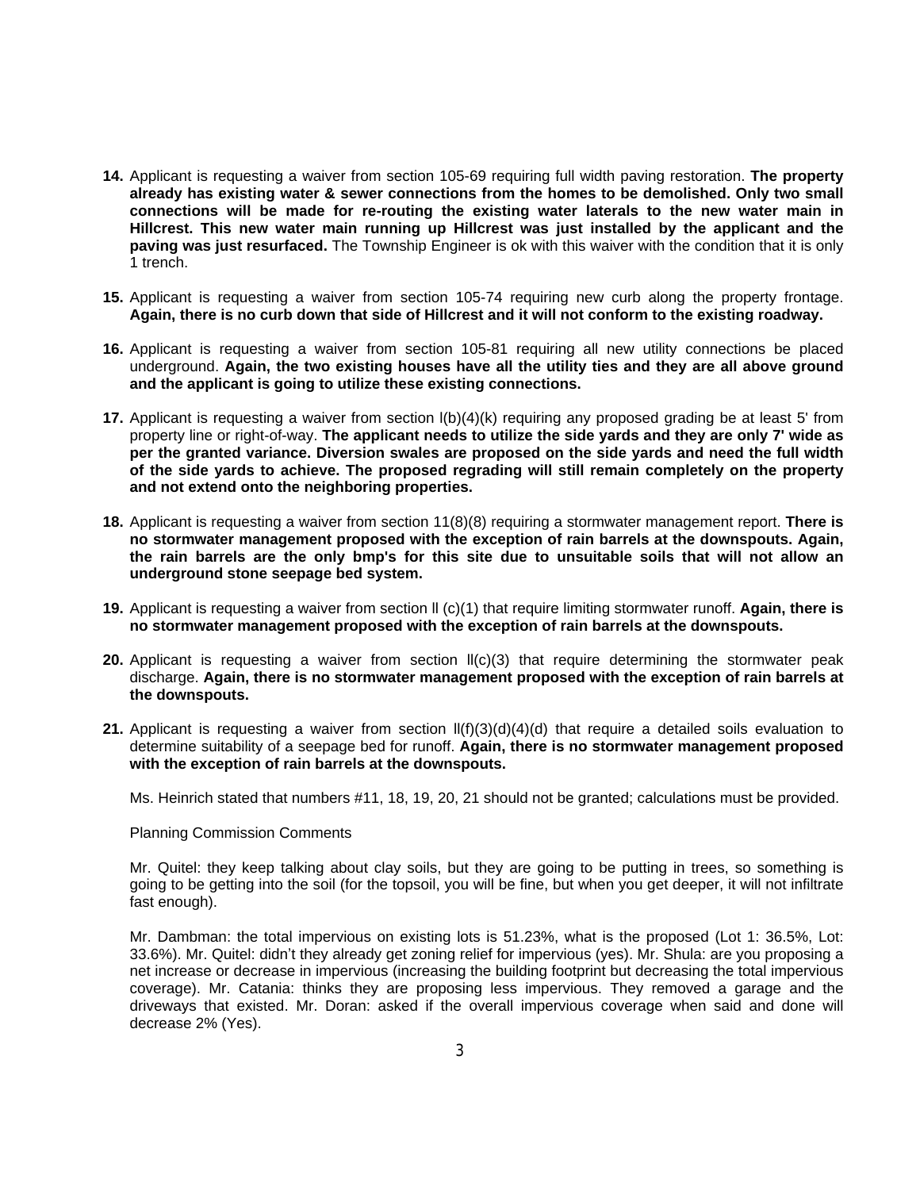14. Applicant is requesting a waiver from section 105-69 requiring full width paving restoration. **The property already has existing water & sewer connections from the homes to be demolished. Only two small connections will be made for re-routing the existing water laterals to the new water main in Hillcrest. This new water main running up Hillcrest was just installed by the applicant and the paving was just resurfaced.** The Township Engineer is ok with this waiver with the condition that it is only 1 trench.

15. Applicant is requesting a waiver from section 105-74 requiring new curb along the property frontage. **Again, there is no curb down that side of Hillcrest and it will not conform to the existing roadway.**

16. Applicant is requesting a waiver from section 105-81 requiring all new utility connections be placed underground. **Again, the two existing houses have all the utility ties and they are all above ground and the applicant is going to utilize these existing connections.**

17. Applicant is requesting a waiver from section l(b)(4)(k) requiring any proposed grading be at least 5' from property line or right-of-way. **The applicant needs to utilize the side yards and they are only 7' wide as per the granted variance. Diversion swales are proposed on the side yards and need the full width of the side yards to achieve. The proposed regrading will still remain completely on the property and not extend onto the neighboring properties.**

18. Applicant is requesting a waiver from section 11(8)(8) requiring a stormwater management report. **There is no stormwater management proposed with the exception of rain barrels at the downspouts. Again, the rain barrels are the only bmp's for this site due to unsuitable soils that will not allow an underground stone seepage bed system.**

19. Applicant is requesting a waiver from section ll (c)(1) that require limiting stormwater runoff. **Again, there is no stormwater management proposed with the exception of rain barrels at the downspouts.**

20. Applicant is requesting a waiver from section ll(c)(3) that require determining the stormwater peak discharge. **Again, there is no stormwater management proposed with the exception of rain barrels at the downspouts.**

21. Applicant is requesting a waiver from section ll(f)(3)(d)(4)(d) that require a detailed soils evaluation to determine suitability of a seepage bed for runoff. **Again, there is no stormwater management proposed with the exception of rain barrels at the downspouts.**

Ms. Heinrich stated that numbers #11, 18, 19, 20, 21 should not be granted; calculations must be provided.

Planning Commission Comments

Mr. Quitel: they keep talking about clay soils, but they are going to be putting in trees, so something is going to be getting into the soil (for the topsoil, you will be fine, but when you get deeper, it will not infiltrate fast enough).

Mr. Dambman: the total impervious on existing lots is 51.23%, what is the proposed (Lot 1: 36.5%, Lot: 33.6%). Mr. Quitel: didn't they already get zoning relief for impervious (yes). Mr. Shula: are you proposing a net increase or decrease in impervious (increasing the building footprint but decreasing the total impervious coverage). Mr. Catania: thinks they are proposing less impervious. They removed a garage and the driveways that existed. Mr. Doran: asked if the overall impervious coverage when said and done will decrease 2% (Yes).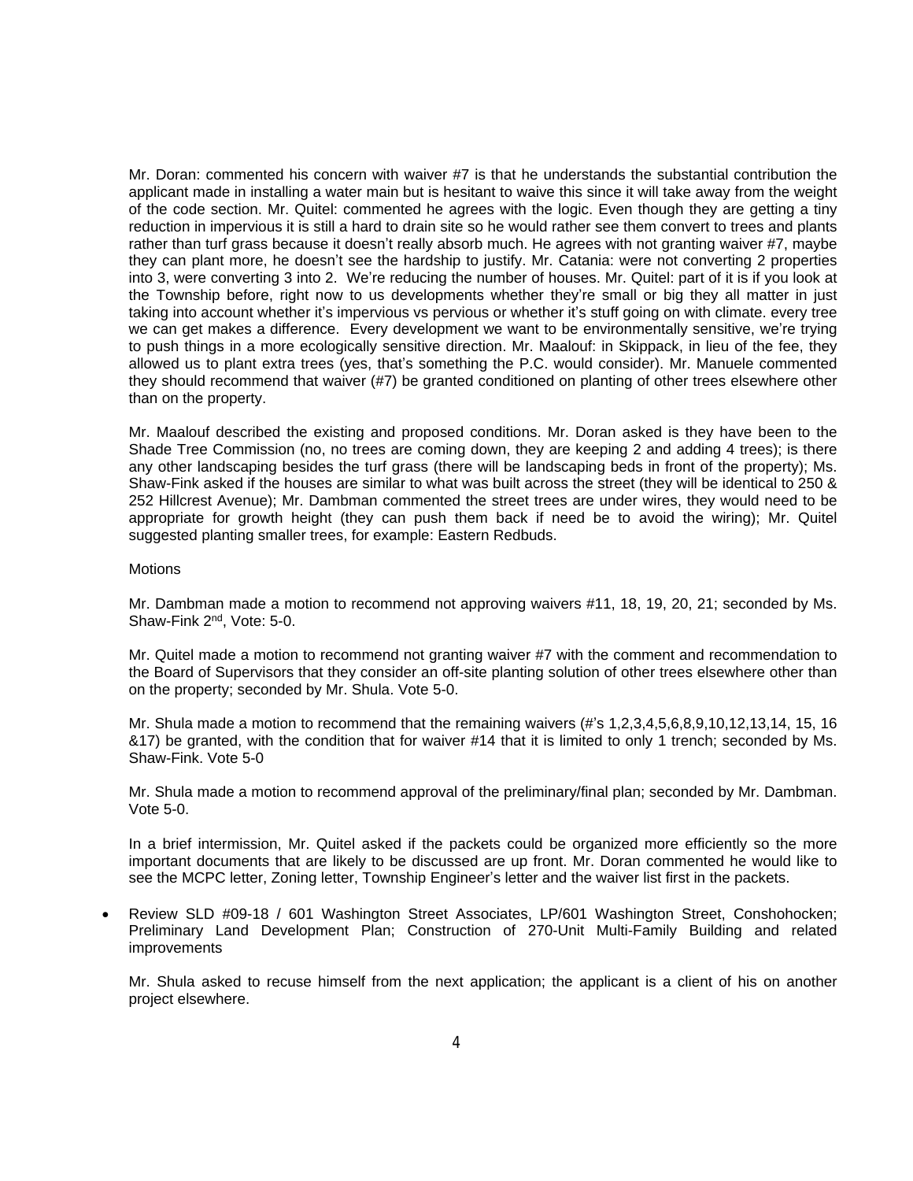Mr. Doran: commented his concern with waiver #7 is that he understands the substantial contribution the applicant made in installing a water main but is hesitant to waive this since it will take away from the weight of the code section. Mr. Quitel: commented he agrees with the logic. Even though they are getting a tiny reduction in impervious it is still a hard to drain site so he would rather see them convert to trees and plants rather than turf grass because it doesn't really absorb much. He agrees with not granting waiver #7, maybe they can plant more, he doesn't see the hardship to justify. Mr. Catania: were not converting 2 properties into 3, were converting 3 into 2. We're reducing the number of houses. Mr. Quitel: part of it is if you look at the Township before, right now to us developments whether they're small or big they all matter in just taking into account whether it's impervious vs pervious or whether it's stuff going on with climate. every tree we can get makes a difference. Every development we want to be environmentally sensitive, we're trying to push things in a more ecologically sensitive direction. Mr. Maalouf: in Skippack, in lieu of the fee, they allowed us to plant extra trees (yes, that's something the P.C. would consider). Mr. Manuele commented they should recommend that waiver (#7) be granted conditioned on planting of other trees elsewhere other than on the property.

Mr. Maalouf described the existing and proposed conditions. Mr. Doran asked is they have been to the Shade Tree Commission (no, no trees are coming down, they are keeping 2 and adding 4 trees); is there any other landscaping besides the turf grass (there will be landscaping beds in front of the property); Ms. Shaw-Fink asked if the houses are similar to what was built across the street (they will be identical to 250 & 252 Hillcrest Avenue); Mr. Dambman commented the street trees are under wires, they would need to be appropriate for growth height (they can push them back if need be to avoid the wiring); Mr. Quitel suggested planting smaller trees, for example: Eastern Redbuds.

Motions

Mr. Dambman made a motion to recommend not approving waivers #11, 18, 19, 20, 21; seconded by Ms. Shaw-Fink 2nd, Vote: 5-0.

Mr. Quitel made a motion to recommend not granting waiver #7 with the comment and recommendation to the Board of Supervisors that they consider an off-site planting solution of other trees elsewhere other than on the property; seconded by Mr. Shula. Vote 5-0.

Mr. Shula made a motion to recommend that the remaining waivers (#'s 1,2,3,4,5,6,8,9,10,12,13,14, 15, 16 &17) be granted, with the condition that for waiver #14 that it is limited to only 1 trench; seconded by Ms. Shaw-Fink. Vote 5-0

Mr. Shula made a motion to recommend approval of the preliminary/final plan; seconded by Mr. Dambman. Vote 5-0.

In a brief intermission, Mr. Quitel asked if the packets could be organized more efficiently so the more important documents that are likely to be discussed are up front. Mr. Doran commented he would like to see the MCPC letter, Zoning letter, Township Engineer's letter and the waiver list first in the packets.

- Review SLD #09-18 / 601 Washington Street Associates, LP/601 Washington Street, Conshohocken; Preliminary Land Development Plan; Construction of 270-Unit Multi-Family Building and related improvements

  Mr. Shula asked to recuse himself from the next application; the applicant is a client of his on another project elsewhere.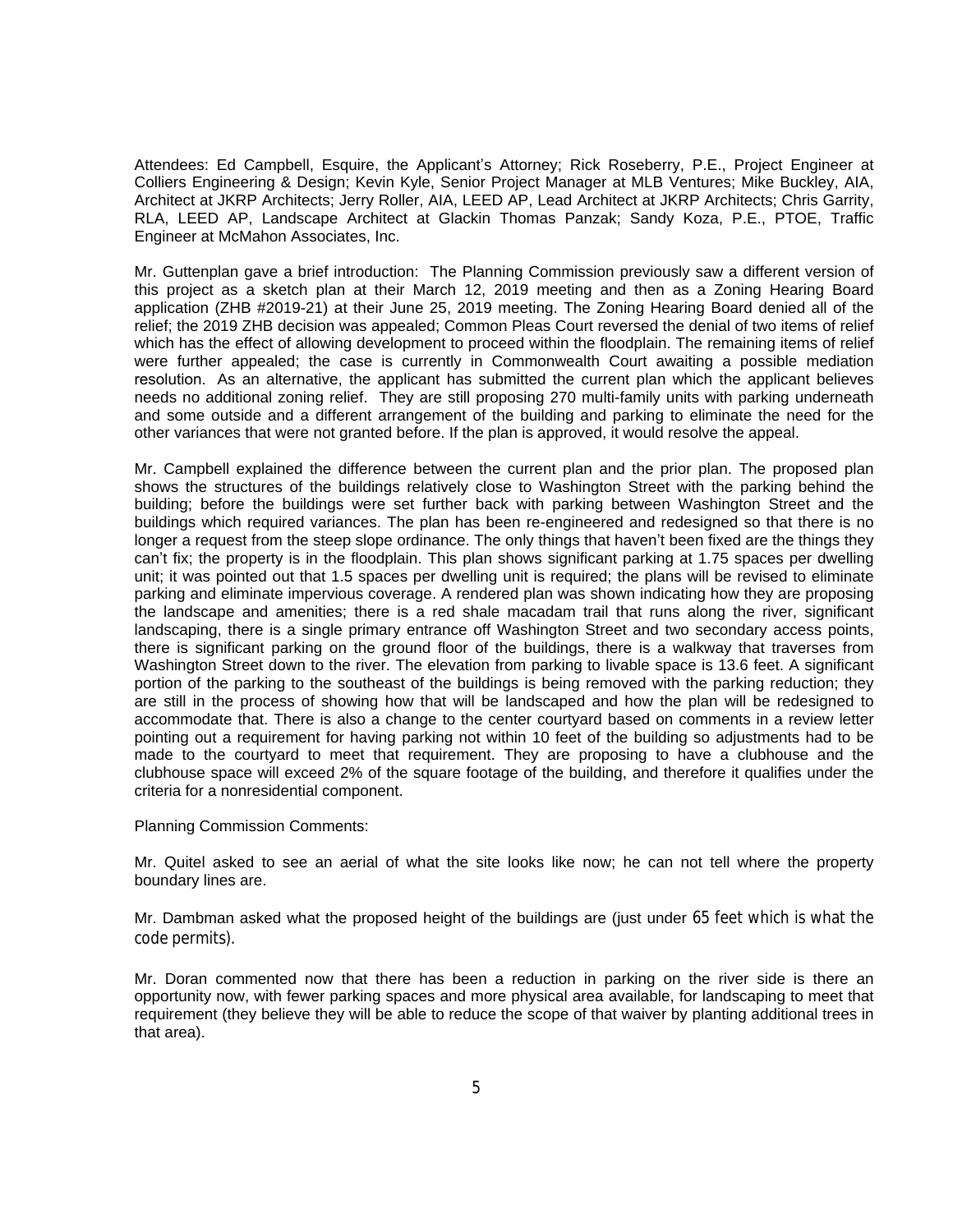Attendees: Ed Campbell, Esquire, the Applicant's Attorney; Rick Roseberry, P.E., Project Engineer at Colliers Engineering & Design; Kevin Kyle, Senior Project Manager at MLB Ventures; Mike Buckley, AIA, Architect at JKRP Architects; Jerry Roller, AIA, LEED AP, Lead Architect at JKRP Architects; Chris Garrity, RLA, LEED AP, Landscape Architect at Glackin Thomas Panzak; Sandy Koza, P.E., PTOE, Traffic Engineer at McMahon Associates, Inc.

Mr. Guttenplan gave a brief introduction: The Planning Commission previously saw a different version of this project as a sketch plan at their March 12, 2019 meeting and then as a Zoning Hearing Board application (ZHB #2019-21) at their June 25, 2019 meeting. The Zoning Hearing Board denied all of the relief; the 2019 ZHB decision was appealed; Common Pleas Court reversed the denial of two items of relief which has the effect of allowing development to proceed within the floodplain. The remaining items of relief were further appealed; the case is currently in Commonwealth Court awaiting a possible mediation resolution. As an alternative, the applicant has submitted the current plan which the applicant believes needs no additional zoning relief. They are still proposing 270 multi-family units with parking underneath and some outside and a different arrangement of the building and parking to eliminate the need for the other variances that were not granted before. If the plan is approved, it would resolve the appeal.

Mr. Campbell explained the difference between the current plan and the prior plan. The proposed plan shows the structures of the buildings relatively close to Washington Street with the parking behind the building; before the buildings were set further back with parking between Washington Street and the buildings which required variances. The plan has been re-engineered and redesigned so that there is no longer a request from the steep slope ordinance. The only things that haven't been fixed are the things they can't fix; the property is in the floodplain. This plan shows significant parking at 1.75 spaces per dwelling unit; it was pointed out that 1.5 spaces per dwelling unit is required; the plans will be revised to eliminate parking and eliminate impervious coverage. A rendered plan was shown indicating how they are proposing the landscape and amenities; there is a red shale macadam trail that runs along the river, significant landscaping, there is a single primary entrance off Washington Street and two secondary access points, there is significant parking on the ground floor of the buildings, there is a walkway that traverses from Washington Street down to the river. The elevation from parking to livable space is 13.6 feet. A significant portion of the parking to the southeast of the buildings is being removed with the parking reduction; they are still in the process of showing how that will be landscaped and how the plan will be redesigned to accommodate that. There is also a change to the center courtyard based on comments in a review letter pointing out a requirement for having parking not within 10 feet of the building so adjustments had to be made to the courtyard to meet that requirement. They are proposing to have a clubhouse and the clubhouse space will exceed 2% of the square footage of the building, and therefore it qualifies under the criteria for a nonresidential component.

Planning Commission Comments:

Mr. Quitel asked to see an aerial of what the site looks like now; he can not tell where the property boundary lines are.

Mr. Dambman asked what the proposed height of the buildings are (just under 65 feet which is what the code permits).

Mr. Doran commented now that there has been a reduction in parking on the river side is there an opportunity now, with fewer parking spaces and more physical area available, for landscaping to meet that requirement (they believe they will be able to reduce the scope of that waiver by planting additional trees in that area).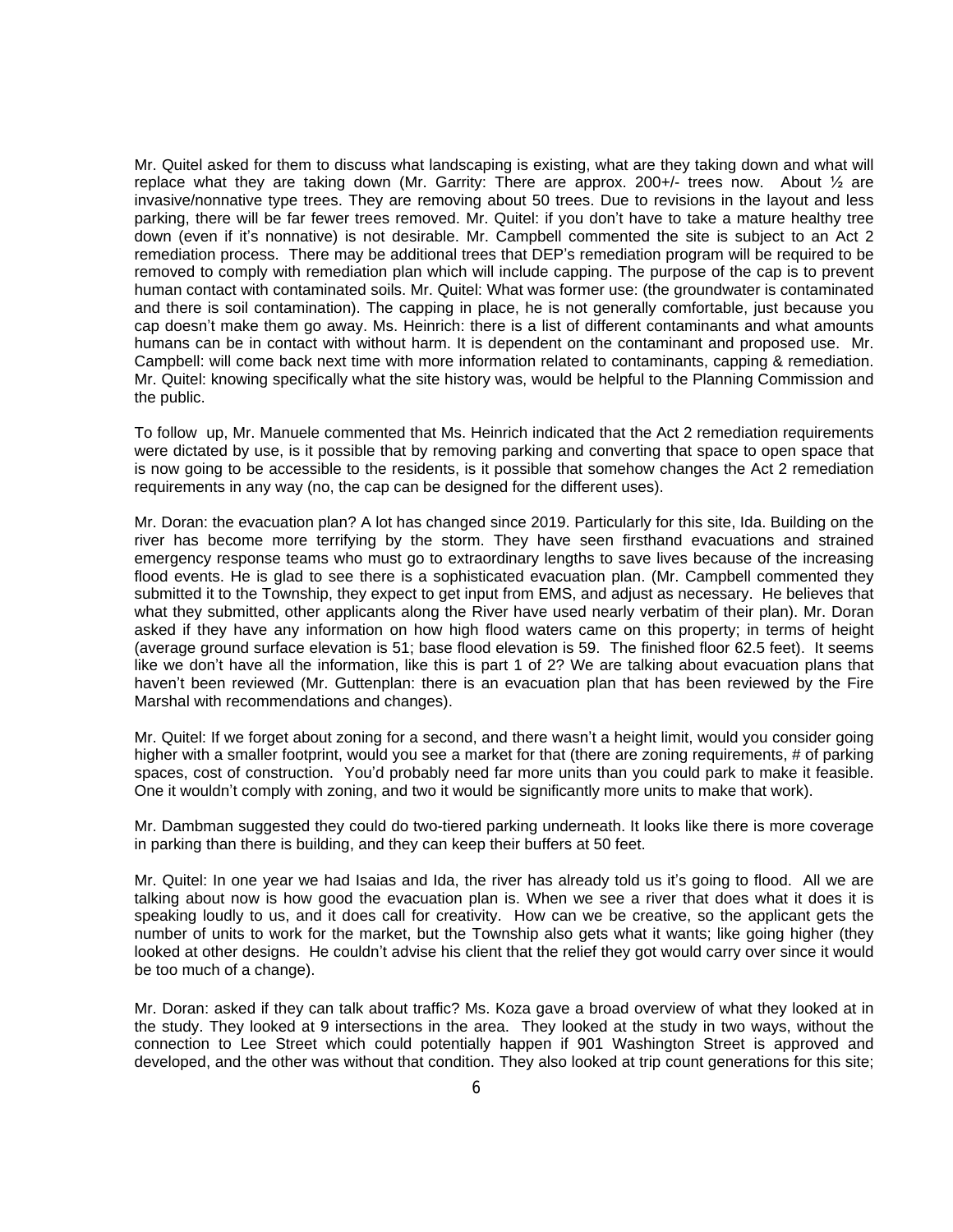Mr. Quitel asked for them to discuss what landscaping is existing, what are they taking down and what will replace what they are taking down (Mr. Garrity: There are approx. 200+/- trees now. About ½ are invasive/nonnative type trees. They are removing about 50 trees. Due to revisions in the layout and less parking, there will be far fewer trees removed. Mr. Quitel: if you don't have to take a mature healthy tree down (even if it's nonnative) is not desirable. Mr. Campbell commented the site is subject to an Act 2 remediation process. There may be additional trees that DEP's remediation program will be required to be removed to comply with remediation plan which will include capping. The purpose of the cap is to prevent human contact with contaminated soils. Mr. Quitel: What was former use: (the groundwater is contaminated and there is soil contamination). The capping in place, he is not generally comfortable, just because you cap doesn't make them go away. Ms. Heinrich: there is a list of different contaminants and what amounts humans can be in contact with without harm. It is dependent on the contaminant and proposed use. Mr. Campbell: will come back next time with more information related to contaminants, capping & remediation. Mr. Quitel: knowing specifically what the site history was, would be helpful to the Planning Commission and the public.

To follow up, Mr. Manuele commented that Ms. Heinrich indicated that the Act 2 remediation requirements were dictated by use, is it possible that by removing parking and converting that space to open space that is now going to be accessible to the residents, is it possible that somehow changes the Act 2 remediation requirements in any way (no, the cap can be designed for the different uses).

Mr. Doran: the evacuation plan? A lot has changed since 2019. Particularly for this site, Ida. Building on the river has become more terrifying by the storm. They have seen firsthand evacuations and strained emergency response teams who must go to extraordinary lengths to save lives because of the increasing flood events. He is glad to see there is a sophisticated evacuation plan. (Mr. Campbell commented they submitted it to the Township, they expect to get input from EMS, and adjust as necessary. He believes that what they submitted, other applicants along the River have used nearly verbatim of their plan). Mr. Doran asked if they have any information on how high flood waters came on this property; in terms of height (average ground surface elevation is 51; base flood elevation is 59. The finished floor 62.5 feet). It seems like we don't have all the information, like this is part 1 of 2? We are talking about evacuation plans that haven't been reviewed (Mr. Guttenplan: there is an evacuation plan that has been reviewed by the Fire Marshal with recommendations and changes).

Mr. Quitel: If we forget about zoning for a second, and there wasn't a height limit, would you consider going higher with a smaller footprint, would you see a market for that (there are zoning requirements, # of parking spaces, cost of construction. You'd probably need far more units than you could park to make it feasible. One it wouldn't comply with zoning, and two it would be significantly more units to make that work).

Mr. Dambman suggested they could do two-tiered parking underneath. It looks like there is more coverage in parking than there is building, and they can keep their buffers at 50 feet.

Mr. Quitel: In one year we had Isaias and Ida, the river has already told us it's going to flood. All we are talking about now is how good the evacuation plan is. When we see a river that does what it does it is speaking loudly to us, and it does call for creativity. How can we be creative, so the applicant gets the number of units to work for the market, but the Township also gets what it wants; like going higher (they looked at other designs. He couldn't advise his client that the relief they got would carry over since it would be too much of a change).

Mr. Doran: asked if they can talk about traffic? Ms. Koza gave a broad overview of what they looked at in the study. They looked at 9 intersections in the area. They looked at the study in two ways, without the connection to Lee Street which could potentially happen if 901 Washington Street is approved and developed, and the other was without that condition. They also looked at trip count generations for this site;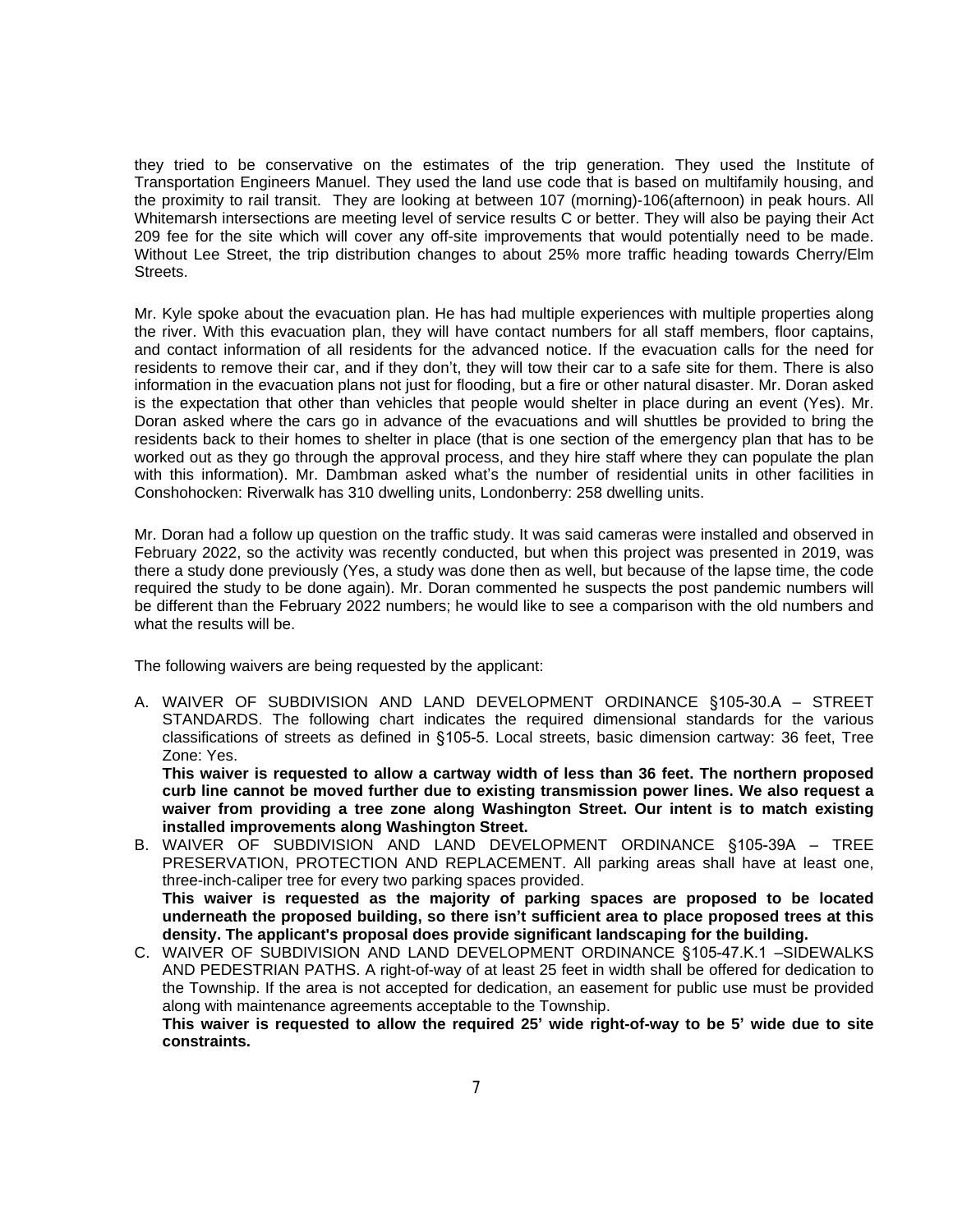they tried to be conservative on the estimates of the trip generation. They used the Institute of Transportation Engineers Manuel. They used the land use code that is based on multifamily housing, and the proximity to rail transit. They are looking at between 107 (morning)-106(afternoon) in peak hours. All Whitemarsh intersections are meeting level of service results C or better. They will also be paying their Act 209 fee for the site which will cover any off-site improvements that would potentially need to be made. Without Lee Street, the trip distribution changes to about 25% more traffic heading towards Cherry/Elm Streets.

Mr. Kyle spoke about the evacuation plan. He has had multiple experiences with multiple properties along the river. With this evacuation plan, they will have contact numbers for all staff members, floor captains, and contact information of all residents for the advanced notice. If the evacuation calls for the need for residents to remove their car, and if they don't, they will tow their car to a safe site for them. There is also information in the evacuation plans not just for flooding, but a fire or other natural disaster. Mr. Doran asked is the expectation that other than vehicles that people would shelter in place during an event (Yes). Mr. Doran asked where the cars go in advance of the evacuations and will shuttles be provided to bring the residents back to their homes to shelter in place (that is one section of the emergency plan that has to be worked out as they go through the approval process, and they hire staff where they can populate the plan with this information). Mr. Dambman asked what's the number of residential units in other facilities in Conshohocken: Riverwalk has 310 dwelling units, Londonberry: 258 dwelling units.

Mr. Doran had a follow up question on the traffic study. It was said cameras were installed and observed in February 2022, so the activity was recently conducted, but when this project was presented in 2019, was there a study done previously (Yes, a study was done then as well, but because of the lapse time, the code required the study to be done again). Mr. Doran commented he suspects the post pandemic numbers will be different than the February 2022 numbers; he would like to see a comparison with the old numbers and what the results will be.

The following waivers are being requested by the applicant:

A. WAIVER OF SUBDIVISION AND LAND DEVELOPMENT ORDINANCE §105-30.A – STREET STANDARDS. The following chart indicates the required dimensional standards for the various classifications of streets as defined in §105-5. Local streets, basic dimension cartway: 36 feet, Tree Zone: Yes.
   **This waiver is requested to allow a cartway width of less than 36 feet. The northern proposed curb line cannot be moved further due to existing transmission power lines. We also request a waiver from providing a tree zone along Washington Street. Our intent is to match existing installed improvements along Washington Street.**
B. WAIVER OF SUBDIVISION AND LAND DEVELOPMENT ORDINANCE §105-39A – TREE PRESERVATION, PROTECTION AND REPLACEMENT. All parking areas shall have at least one, three-inch-caliper tree for every two parking spaces provided.
   **This waiver is requested as the majority of parking spaces are proposed to be located underneath the proposed building, so there isn't sufficient area to place proposed trees at this density. The applicant's proposal does provide significant landscaping for the building.**
C. WAIVER OF SUBDIVISION AND LAND DEVELOPMENT ORDINANCE §105-47.K.1 –SIDEWALKS AND PEDESTRIAN PATHS. A right-of-way of at least 25 feet in width shall be offered for dedication to the Township. If the area is not accepted for dedication, an easement for public use must be provided along with maintenance agreements acceptable to the Township.
   **This waiver is requested to allow the required 25' wide right-of-way to be 5' wide due to site constraints.**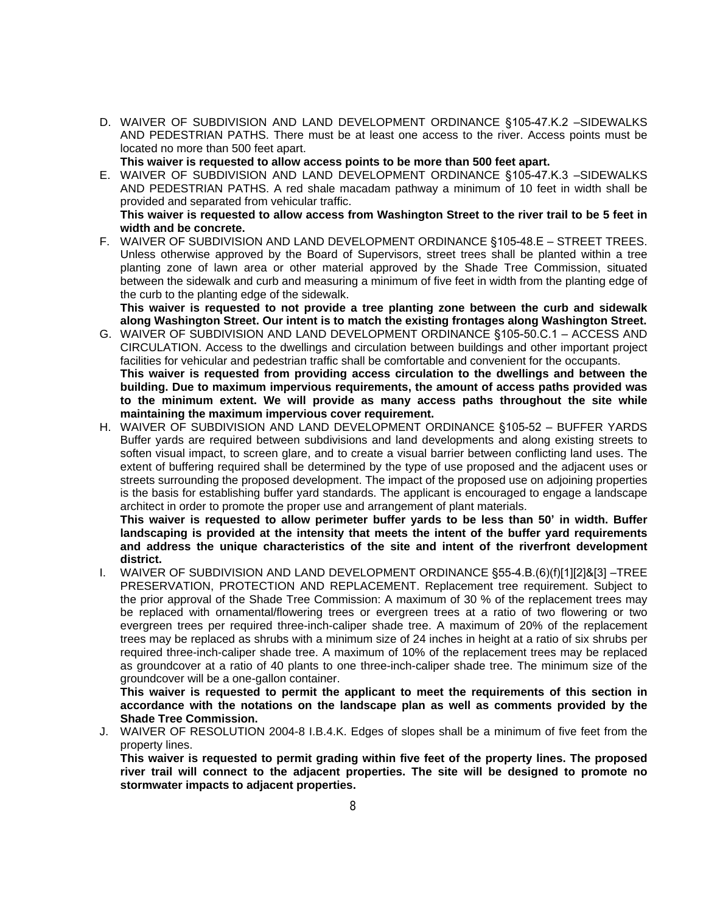D. WAIVER OF SUBDIVISION AND LAND DEVELOPMENT ORDINANCE §105-47.K.2 –SIDEWALKS AND PEDESTRIAN PATHS. There must be at least one access to the river. Access points must be located no more than 500 feet apart.
   **This waiver is requested to allow access points to be more than 500 feet apart.**

E. WAIVER OF SUBDIVISION AND LAND DEVELOPMENT ORDINANCE §105-47.K.3 –SIDEWALKS AND PEDESTRIAN PATHS. A red shale macadam pathway a minimum of 10 feet in width shall be provided and separated from vehicular traffic.
   **This waiver is requested to allow access from Washington Street to the river trail to be 5 feet in width and be concrete.**

F. WAIVER OF SUBDIVISION AND LAND DEVELOPMENT ORDINANCE §105-48.E – STREET TREES. Unless otherwise approved by the Board of Supervisors, street trees shall be planted within a tree planting zone of lawn area or other material approved by the Shade Tree Commission, situated between the sidewalk and curb and measuring a minimum of five feet in width from the planting edge of the curb to the planting edge of the sidewalk.
   **This waiver is requested to not provide a tree planting zone between the curb and sidewalk along Washington Street. Our intent is to match the existing frontages along Washington Street.**

G. WAIVER OF SUBDIVISION AND LAND DEVELOPMENT ORDINANCE §105-50.C.1 – ACCESS AND CIRCULATION. Access to the dwellings and circulation between buildings and other important project facilities for vehicular and pedestrian traffic shall be comfortable and convenient for the occupants.
   **This waiver is requested from providing access circulation to the dwellings and between the building. Due to maximum impervious requirements, the amount of access paths provided was to the minimum extent. We will provide as many access paths throughout the site while maintaining the maximum impervious cover requirement.**

H. WAIVER OF SUBDIVISION AND LAND DEVELOPMENT ORDINANCE §105-52 – BUFFER YARDS Buffer yards are required between subdivisions and land developments and along existing streets to soften visual impact, to screen glare, and to create a visual barrier between conflicting land uses. The extent of buffering required shall be determined by the type of use proposed and the adjacent uses or streets surrounding the proposed development. The impact of the proposed use on adjoining properties is the basis for establishing buffer yard standards. The applicant is encouraged to engage a landscape architect in order to promote the proper use and arrangement of plant materials.
   **This waiver is requested to allow perimeter buffer yards to be less than 50' in width. Buffer landscaping is provided at the intensity that meets the intent of the buffer yard requirements and address the unique characteristics of the site and intent of the riverfront development district.**

I. WAIVER OF SUBDIVISION AND LAND DEVELOPMENT ORDINANCE §55-4.B.(6)(f)[1][2]&[3] –TREE PRESERVATION, PROTECTION AND REPLACEMENT. Replacement tree requirement. Subject to the prior approval of the Shade Tree Commission: A maximum of 30 % of the replacement trees may be replaced with ornamental/flowering trees or evergreen trees at a ratio of two flowering or two evergreen trees per required three-inch-caliper shade tree. A maximum of 20% of the replacement trees may be replaced as shrubs with a minimum size of 24 inches in height at a ratio of six shrubs per required three-inch-caliper shade tree. A maximum of 10% of the replacement trees may be replaced as groundcover at a ratio of 40 plants to one three-inch-caliper shade tree. The minimum size of the groundcover will be a one-gallon container.
   **This waiver is requested to permit the applicant to meet the requirements of this section in accordance with the notations on the landscape plan as well as comments provided by the Shade Tree Commission.**

J. WAIVER OF RESOLUTION 2004-8 I.B.4.K. Edges of slopes shall be a minimum of five feet from the property lines.
   **This waiver is requested to permit grading within five feet of the property lines. The proposed river trail will connect to the adjacent properties. The site will be designed to promote no stormwater impacts to adjacent properties.**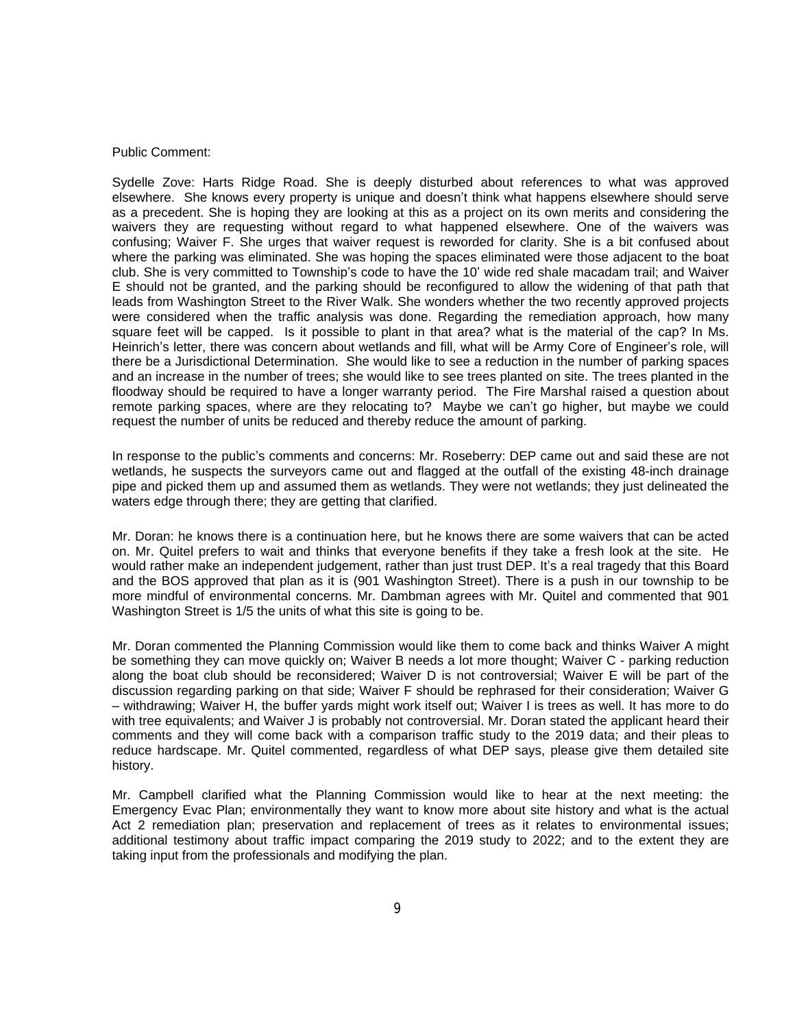Public Comment:

Sydelle Zove: Harts Ridge Road. She is deeply disturbed about references to what was approved elsewhere. She knows every property is unique and doesn't think what happens elsewhere should serve as a precedent. She is hoping they are looking at this as a project on its own merits and considering the waivers they are requesting without regard to what happened elsewhere. One of the waivers was confusing; Waiver F. She urges that waiver request is reworded for clarity. She is a bit confused about where the parking was eliminated. She was hoping the spaces eliminated were those adjacent to the boat club. She is very committed to Township's code to have the 10' wide red shale macadam trail; and Waiver E should not be granted, and the parking should be reconfigured to allow the widening of that path that leads from Washington Street to the River Walk. She wonders whether the two recently approved projects were considered when the traffic analysis was done. Regarding the remediation approach, how many square feet will be capped. Is it possible to plant in that area? what is the material of the cap? In Ms. Heinrich's letter, there was concern about wetlands and fill, what will be Army Core of Engineer's role, will there be a Jurisdictional Determination. She would like to see a reduction in the number of parking spaces and an increase in the number of trees; she would like to see trees planted on site. The trees planted in the floodway should be required to have a longer warranty period. The Fire Marshal raised a question about remote parking spaces, where are they relocating to? Maybe we can't go higher, but maybe we could request the number of units be reduced and thereby reduce the amount of parking.

In response to the public's comments and concerns: Mr. Roseberry: DEP came out and said these are not wetlands, he suspects the surveyors came out and flagged at the outfall of the existing 48-inch drainage pipe and picked them up and assumed them as wetlands. They were not wetlands; they just delineated the waters edge through there; they are getting that clarified.

Mr. Doran: he knows there is a continuation here, but he knows there are some waivers that can be acted on. Mr. Quitel prefers to wait and thinks that everyone benefits if they take a fresh look at the site. He would rather make an independent judgement, rather than just trust DEP. It's a real tragedy that this Board and the BOS approved that plan as it is (901 Washington Street). There is a push in our township to be more mindful of environmental concerns. Mr. Dambman agrees with Mr. Quitel and commented that 901 Washington Street is 1/5 the units of what this site is going to be.

Mr. Doran commented the Planning Commission would like them to come back and thinks Waiver A might be something they can move quickly on; Waiver B needs a lot more thought; Waiver C - parking reduction along the boat club should be reconsidered; Waiver D is not controversial; Waiver E will be part of the discussion regarding parking on that side; Waiver F should be rephrased for their consideration; Waiver G – withdrawing; Waiver H, the buffer yards might work itself out; Waiver I is trees as well. It has more to do with tree equivalents; and Waiver J is probably not controversial. Mr. Doran stated the applicant heard their comments and they will come back with a comparison traffic study to the 2019 data; and their pleas to reduce hardscape. Mr. Quitel commented, regardless of what DEP says, please give them detailed site history.

Mr. Campbell clarified what the Planning Commission would like to hear at the next meeting: the Emergency Evac Plan; environmentally they want to know more about site history and what is the actual Act 2 remediation plan; preservation and replacement of trees as it relates to environmental issues; additional testimony about traffic impact comparing the 2019 study to 2022; and to the extent they are taking input from the professionals and modifying the plan.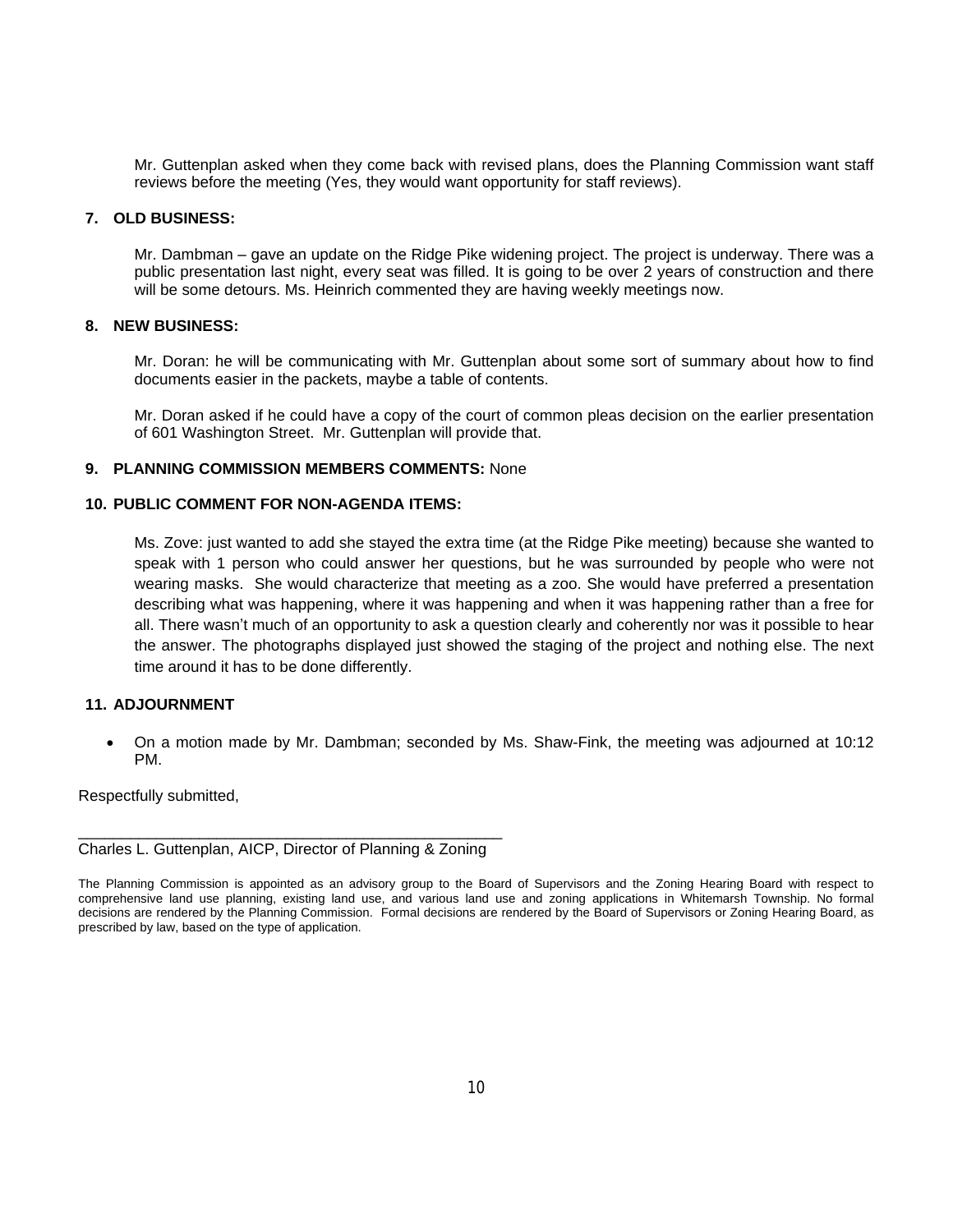Mr. Guttenplan asked when they come back with revised plans, does the Planning Commission want staff reviews before the meeting (Yes, they would want opportunity for staff reviews).

**7. OLD BUSINESS:**

Mr. Dambman – gave an update on the Ridge Pike widening project. The project is underway. There was a public presentation last night, every seat was filled. It is going to be over 2 years of construction and there will be some detours. Ms. Heinrich commented they are having weekly meetings now.

**8. NEW BUSINESS:**

Mr. Doran: he will be communicating with Mr. Guttenplan about some sort of summary about how to find documents easier in the packets, maybe a table of contents.

Mr. Doran asked if he could have a copy of the court of common pleas decision on the earlier presentation of 601 Washington Street. Mr. Guttenplan will provide that.

**9. PLANNING COMMISSION MEMBERS COMMENTS:** None

**10. PUBLIC COMMENT FOR NON-AGENDA ITEMS:**

Ms. Zove: just wanted to add she stayed the extra time (at the Ridge Pike meeting) because she wanted to speak with 1 person who could answer her questions, but he was surrounded by people who were not wearing masks. She would characterize that meeting as a zoo. She would have preferred a presentation describing what was happening, where it was happening and when it was happening rather than a free for all. There wasn't much of an opportunity to ask a question clearly and coherently nor was it possible to hear the answer. The photographs displayed just showed the staging of the project and nothing else. The next time around it has to be done differently.

**11. ADJOURNMENT**

- On a motion made by Mr. Dambman; seconded by Ms. Shaw-Fink, the meeting was adjourned at 10:12 PM.

Respectfully submitted,

\_\_\_\_\_\_\_\_\_\_\_\_\_\_\_\_\_\_\_\_\_\_\_\_\_\_\_\_\_\_\_\_\_\_\_\_\_\_\_\_\_\_\_\_\_\_\_\_
Charles L. Guttenplan, AICP, Director of Planning & Zoning

The Planning Commission is appointed as an advisory group to the Board of Supervisors and the Zoning Hearing Board with respect to comprehensive land use planning, existing land use, and various land use and zoning applications in Whitemarsh Township. No formal decisions are rendered by the Planning Commission. Formal decisions are rendered by the Board of Supervisors or Zoning Hearing Board, as prescribed by law, based on the type of application.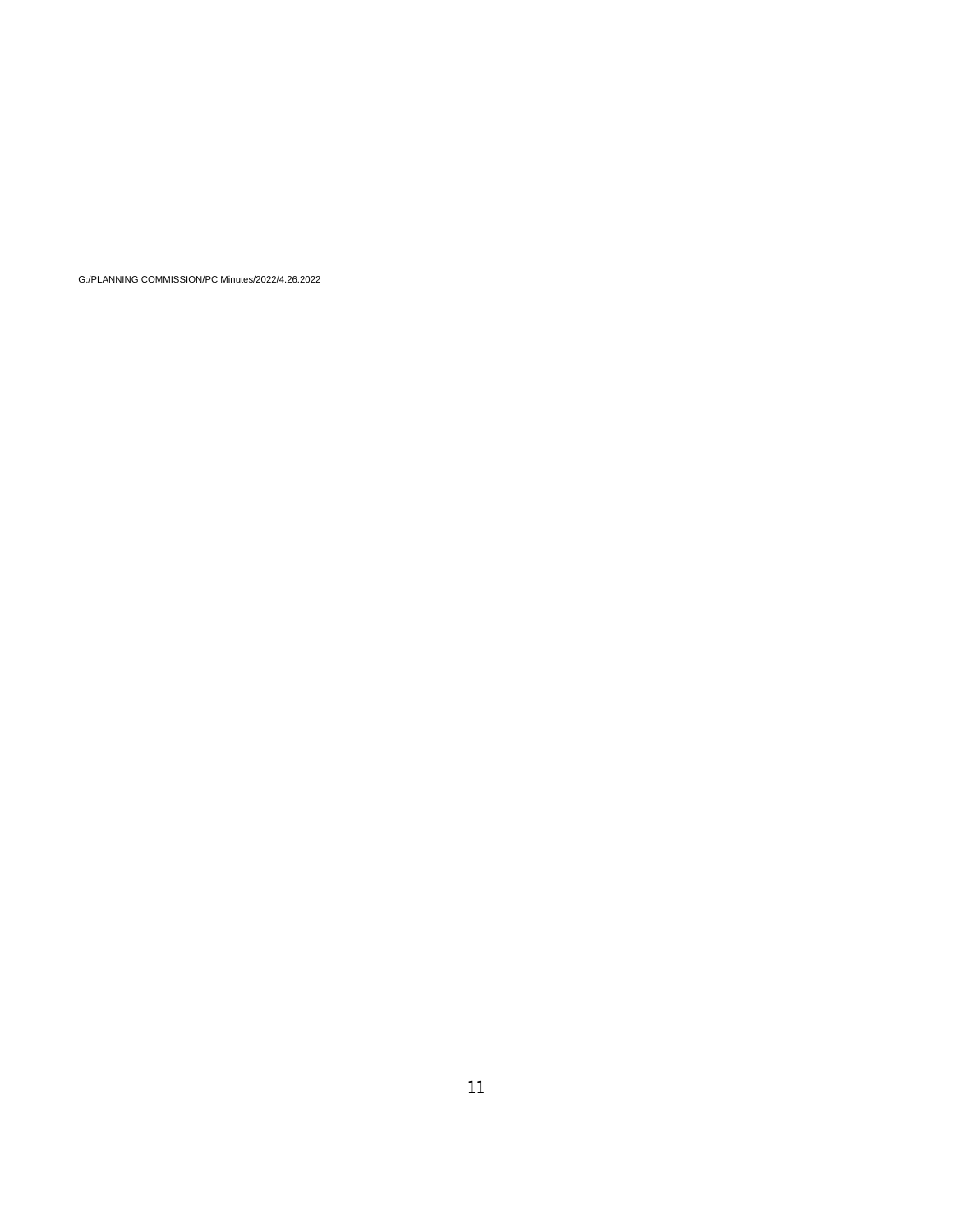G:/PLANNING COMMISSION/PC Minutes/2022/4.26.2022